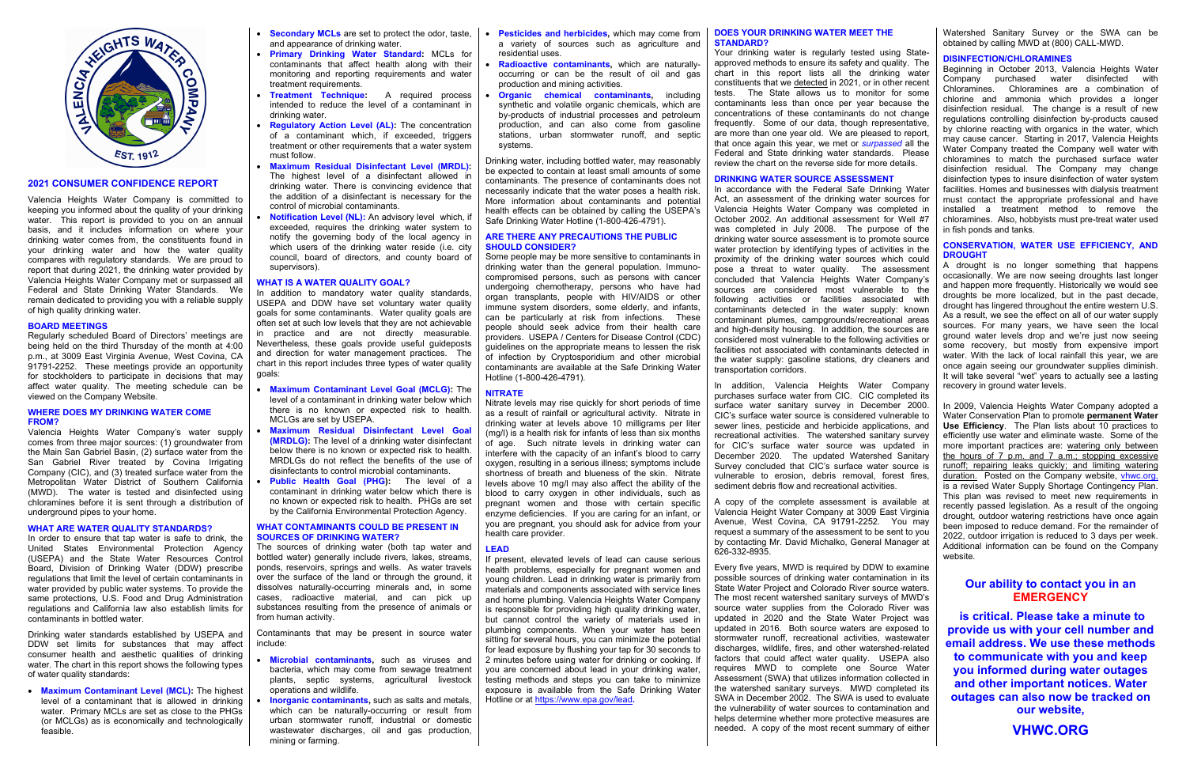## 2021 CONSUMER CONFIDENCE REPORT

Valencia Heights Water Company is committed to keeping you informed about the quality of your drinking water. This report is provided to you on an annual basis, and it includes information on where your drinking water comes from, the constituents found in your drinking water and how the water quality compares with regulatory standards. We are proud to report that during 2021, the drinking water provided by Valencia Heights Water Company met or surpassed all Federal and State Drinking Water Standards. We remain dedicated to providing you with a reliable supply of high quality drinking water.

### BOARD MEETINGS

Regularly scheduled Board of Directors' meetings are being held on the third Thursday of the month at 4:00 p.m., at 3009 East Virginia Avenue, West Covina, CA 91791-2252. These meetings provide an opportunity for stockholders to participate in decisions that may affect water quality. The meeting schedule can be viewed on the Company Website.

### WHERE DOES MY DRINKING WATER COME FROM?

Valencia Heights Water Company's water supply comes from three major sources: (1) groundwater from the Main San Gabriel Basin, (2) surface water from the San Gabriel River treated by Covina Irrigating Company (CIC), and (3) treated surface water from the Metropolitan Water District of Southern California (MWD). The water is tested and disinfected using chloramines before it is sent through a distribution of underground pipes to your home.

### WHAT ARE WATER QUALITY STANDARDS?

In order to ensure that tap water is safe to drink, the United States Environmental Protection Agency (USEPA) and the State Water Resources Control Board, Division of Drinking Water (DDW) prescribe regulations that limit the level of certain contaminants in water provided by public water systems. To provide the same protections, U.S. Food and Drug Administration regulations and California law also establish limits for contaminants in bottled water.

Drinking water standards established by USEPA and DDW set limits for substances that may affect consumer health and aesthetic qualities of drinking water. The chart in this report shows the following types of water quality standards:

- **Maximum Contaminant Level (MCL):** The highest level of a contaminant that is allowed in drinking water. Primary MCLs are set as close to the PHGs (or MCLGs) as is economically and technologically feasible.
- **Secondary MCLs** are set to protect the odor, taste, and appearance of drinking water.
- **Primary Drinking Water Standard:** MCLs for contaminants that affect health along with their monitoring and reporting requirements and water treatment requirements.
- **Treatment Technique:** A required process intended to reduce the level of a contaminant in drinking water.
- **Regulatory Action Level (AL):** The concentration of a contaminant which, if exceeded, triggers treatment or other requirements that a water system must follow.
- **Maximum Residual Disinfectant Level (MRDL):** The highest level of a disinfectant allowed in drinking water. There is convincing evidence that the addition of a disinfectant is necessary for the control of microbial contaminants.
- **Notification Level (NL):** An advisory level which, if exceeded, requires the drinking water system to notify the governing body of the local agency in which users of the drinking water reside (i.e. city council, board of directors, and county board of supervisors).

### WHAT IS A WATER QUALITY GOAL?

In addition to mandatory water quality standards, USEPA and DDW have set voluntary water quality goals for some contaminants. Water quality goals are often set at such low levels that they are not achievable in practice and are not directly measurable. Nevertheless, these goals provide useful guideposts and direction for water management practices. The chart in this report includes three types of water quality goals:

- **Maximum Contaminant Level Goal (MCLG):** The level of a contaminant in drinking water below which there is no known or expected risk to health. MCLGs are set by USEPA.
- **Maximum Residual Disinfectant Level Goal (MRDLG):** The level of a drinking water disinfectant below which there is no known or expected risk to health. MRDLGs do not reflect the benefits of the use of disinfectants to control microbial contaminants.
- **Public Health Goal (PHG):** The level of a contaminant in drinking water below which there is no known or expected risk to health. PHGs are set by the California Environmental Protection Agency.

### WHAT CONTAMINANTS COULD BE PRESENT IN SOURCES OF DRINKING WATER?

The sources of drinking water (both tap water and bottled water) generally include rivers, lakes, streams, ponds, reservoirs, springs and wells. As water travels over the surface of the land or through the ground, it dissolves naturally-occurring minerals and, in some cases, radioactive material, and can pick up substances resulting from the presence of animals or from human activity.

Contaminants that may be present in source water include:

- **Microbial contaminants,** such as viruses and bacteria, which may come from sewage treatment plants, septic systems, agricultural livestock operations and wildlife.
- **Inorganic contaminants,** such as salts and metals, which can be naturally-occurring or result from urban stormwater runoff, industrial or domestic wastewater discharges, oil and gas production, mining or farming.
- **Pesticides and herbicides,** which may come from a variety of sources such as agriculture and residential uses.
- **Radioactive contaminants,** which are naturally-occurring or can be the result of oil and gas production and mining activities.
- **Organic chemical contaminants,** including synthetic and volatile organic chemicals, which are by-products of industrial processes and petroleum production, and can also come from gasoline stations, urban stormwater runoff, and septic systems.

Drinking water, including bottled water, may reasonably be expected to contain at least small amounts of some contaminants. The presence of contaminants does not necessarily indicate that the water poses a health risk. More information about contaminants and potential health effects can be obtained by calling the USEPA's Safe Drinking Water Hotline (1-800-426-4791).

### ARE THERE ANY PRECAUTIONS THE PUBLIC SHOULD CONSIDER?

Some people may be more sensitive to contaminants in drinking water than the general population. Immuno-compromised persons, such as persons with cancer undergoing chemotherapy, persons who have had organ transplants, people with HIV/AIDS or other immune system disorders, some elderly, and infants, can be particularly at risk from infections. These people should seek advice from their health care providers. USEPA / Centers for Disease Control (CDC) guidelines on the appropriate means to lessen the risk of infection by Cryptosporidium and other microbial contaminants are available at the Safe Drinking Water Hotline (1-800-426-4791).

### NITRATE

Nitrate levels may rise quickly for short periods of time as a result of rainfall or agricultural activity. Nitrate in drinking water at levels above 10 milligrams per liter (mg/l) is a health risk for infants of less than six months of age. Such nitrate levels in drinking water can interfere with the capacity of an infant's blood to carry oxygen, resulting in a serious illness; symptoms include shortness of breath and blueness of the skin. Nitrate levels above 10 mg/l may also affect the ability of the blood to carry oxygen in other individuals, such as pregnant women and those with certain specific enzyme deficiencies. If you are caring for an infant, or you are pregnant, you should ask for advice from your health care provider.

### LEAD

If present, elevated levels of lead can cause serious health problems, especially for pregnant women and young children. Lead in drinking water is primarily from materials and components associated with service lines and home plumbing. Valencia Heights Water Company is responsible for providing high quality drinking water, but cannot control the variety of materials used in plumbing components. When your water has been sitting for several hours, you can minimize the potential for lead exposure by flushing your tap for 30 seconds to 2 minutes before using water for drinking or cooking. If you are concerned about lead in your drinking water, testing methods and steps you can take to minimize exposure is available from the Safe Drinking Water Hotline or at https://www.epa.gov/lead.

### DOES YOUR DRINKING WATER MEET THE STANDARD?

Your drinking water is regularly tested using State-approved methods to ensure its safety and quality. The chart in this report lists all the drinking water constituents that we detected in 2021, or in other recent tests. The State allows us to monitor for some contaminants less than once per year because the concentrations of these contaminants do not change frequently. Some of our data, though representative, are more than one year old. We are pleased to report, that once again this year, we met or *surpassed* all the Federal and State drinking water standards. Please review the chart on the reverse side for more details.

### DRINKING WATER SOURCE ASSESSMENT

In accordance with the Federal Safe Drinking Water Act, an assessment of the drinking water sources for Valencia Heights Water Company was completed in October 2002. An additional assessment for Well #7 was completed in July 2008. The purpose of the drinking water source assessment is to promote source water protection by identifying types of activities in the proximity of the drinking water sources which could pose a threat to water quality. The assessment concluded that Valencia Heights Water Company's sources are considered most vulnerable to the following activities or facilities associated with contaminants detected in the water supply: known contaminant plumes, campgrounds/recreational areas and high-density housing. In addition, the sources are considered most vulnerable to the following activities or facilities not associated with contaminants detected in the water supply: gasoline stations, dry cleaners and transportation corridors.

In addition, Valencia Heights Water Company purchases surface water from CIC. CIC completed its surface water sanitary survey in December 2000. CIC's surface water source is considered vulnerable to sewer lines, pesticide and herbicide applications, and recreational activities. The watershed sanitary survey for CIC's surface water source was updated in December 2020. The updated Watershed Sanitary Survey concluded that CIC's surface water source is vulnerable to erosion, debris removal, forest fires, sediment debris flow and recreational activities.

A copy of the complete assessment is available at Valencia Height Water Company at 3009 East Virginia Avenue, West Covina, CA 91791-2252. You may request a summary of the assessment to be sent to you by contacting Mr. David Michalko, General Manager at 626-332-8935.

Every five years, MWD is required by DDW to examine possible sources of drinking water contamination in its State Water Project and Colorado River source waters. The most recent watershed sanitary surveys of MWD's source water supplies from the Colorado River was updated in 2020 and the State Water Project was updated in 2016. Both source waters are exposed to stormwater runoff, recreational activities, wastewater discharges, wildlife, fires, and other watershed-related factors that could affect water quality. USEPA also requires MWD to complete one Source Water Assessment (SWA) that utilizes information collected in the watershed sanitary surveys. MWD completed its SWA in December 2002. The SWA is used to evaluate the vulnerability of water sources to contamination and helps determine whether more protective measures are needed. A copy of the most recent summary of either Watershed Sanitary Survey or the SWA can be obtained by calling MWD at (800) CALL-MWD.

### DISINFECTION/CHLORAMINES

Beginning in October 2013, Valencia Heights Water Company purchased water disinfected with Chloramines. Chloramines are a combination of chlorine and ammonia which provides a longer disinfection residual. The change is a result of new regulations controlling disinfection by-products caused by chlorine reacting with organics in the water, which may cause cancer. Starting in 2017, Valencia Heights Water Company treated the Company well water with chloramines to match the purchased surface water disinfection residual. The Company may change disinfection types to insure disinfection of water system facilities. Homes and businesses with dialysis treatment must contact the appropriate professional and have installed a treatment method to remove the chloramines. Also, hobbyists must pre-treat water used in fish ponds and tanks.

### CONSERVATION, WATER USE EFFICIENCY, AND DROUGHT

A drought is no longer something that happens occasionally. We are now seeing droughts last longer and happen more frequently. Historically we would see droughts be more localized, but in the past decade, drought has lingered throughout the entire western U.S. As a result, we see the effect on all of our water supply sources. For many years, we have seen the local ground water levels drop and we're just now seeing some recovery, but mostly from expensive import water. With the lack of local rainfall this year, we are once again seeing our groundwater supplies diminish. It will take several "wet" years to actually see a lasting recovery in ground water levels.

In 2009, Valencia Heights Water Company adopted a Water Conservation Plan to promote **Permanent Water Use Efficiency**. The Plan lists about 10 practices to efficiently use water and eliminate waste. Some of the more important practices are: watering only between the hours of 7 p.m. and 7 a.m.; stopping excessive runoff; repairing leaks quickly; and limiting watering duration. Posted on the Company website, vhwc.org, is a revised Water Supply Shortage Contingency Plan. This plan was revised to meet new requirements in recently passed legislation. As a result of the ongoing drought, outdoor watering restrictions have once again been imposed to reduce demand. For the remainder of 2022, outdoor irrigation is reduced to 3 days per week. Additional information can be found on the Company website.

## Our ability to contact you in an EMERGENCY

**is critical. Please take a minute to provide us with your cell number and email address. We use these methods to communicate with you and keep you informed during water outages and other important notices. Water outages can also now be tracked on our website,**

## VHWC.ORG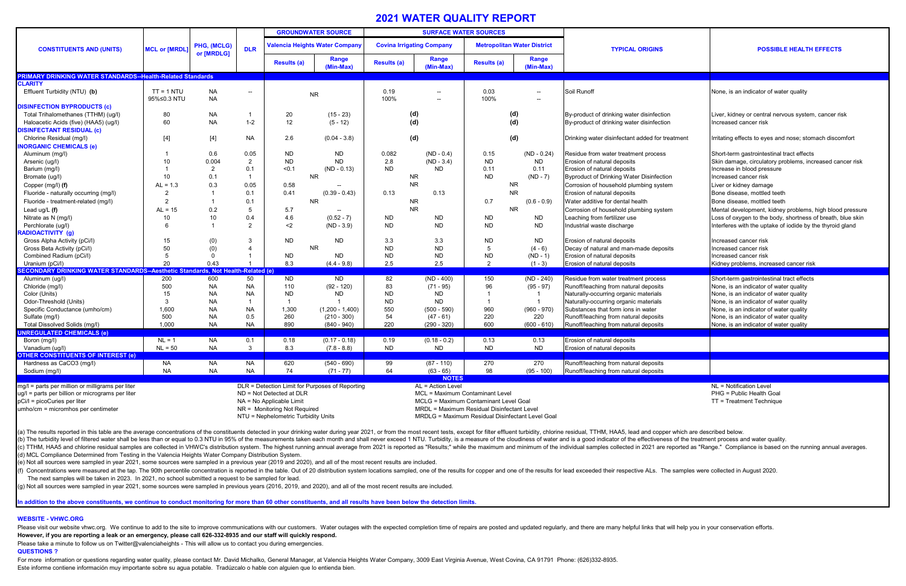# 2021 WATER QUALITY REPORT

| CONSTITUENTS AND (UNITS) | MCL or [MRDL] | PHG, (MCLG) or [MRDLG] | DLR | GROUNDWATER SOURCE: Valencia Heights Water Company | | SURFACE WATER SOURCES: Covina Irrigating Company | | SURFACE WATER SOURCES: Metropolitan Water District | | TYPICAL ORIGINS | POSSIBLE HEALTH EFFECTS |
|---|---|---|---|---|---|---|---|---|---|---|---|
| | | | | Results (a) | Range (Min-Max) | Results (a) | Range (Min-Max) | Results (a) | Range (Min-Max) | | |
| **PRIMARY DRINKING WATER STANDARDS--Health-Related Standards** | | | | | | | | | | | |
| **CLARITY** | | | | | | | | | | | |
| Effluent Turbidity (NTU) **(b)** | TT = 1 NTU<br>95%≤0.3 NTU | NA<br>NA | -- | NR | | 0.19<br>100% | --<br>-- | 0.03<br>100% | --<br>-- | Soil Runoff | None, is an indicator of water quality |
| **DISINFECTION BYPRODUCTS (c)** | | | | | | | | | | | |
| Total Trihalomethanes (TTHM) (ug/l) | 80 | NA | 1 | 20 | (15 - 23) | (d) | | (d) | | By-product of drinking water disinfection | Liver, kidney or central nervous system, cancer risk |
| Haloacetic Acids (five) (HAA5) (ug/l) | 60 | NA | 1-2 | 12 | (5 - 12) | (d) | | (d) | | By-product of drinking water disinfection | Increased cancer risk |
| **DISINFECTANT RESIDUAL (c)** | | | | | | | | | | | |
| Chlorine Residual (mg/l) | [4] | [4] | NA | 2.6 | (0.04 - 3.8) | (d) | | (d) | | Drinking water disinfectant added for treatment | Irritating effects to eyes and nose; stomach discomfort |
| **INORGANIC CHEMICALS (e)** | | | | | | | | | | | |
| Aluminum (mg/l) | 1 | 0.6 | 0.05 | ND | ND | 0.082 | (ND - 0.4) | 0.15 | (ND - 0.24) | Residue from water treatment process | Short-term gastrointestinal tract effects |
| Arsenic (ug/l) | 10 | 0.004 | 2 | ND | ND | 2.8 | (ND - 3.4) | ND | ND | Erosion of natural deposits | Skin damage, circulatory problems, increased cancer risk |
| Barium (mg/l) | 1 | 2 | 0.1 | <0.1 | (ND - 0.13) | ND | ND | 0.11 | 0.11 | Erosion of natural deposits | Increase in blood pressure |
| Bromate (ug/l) | 10 | 0.1 | 1 | NR | | NR | | ND | (ND - 7) | Byproduct of Drinking Water Disinfection | Increased cancer risk |
| Copper (mg/l) **(f)** | AL = 1.3 | 0.3 | 0.05 | 0.58 | -- | NR | | NR | | Corrosion of household plumbing system | Liver or kidney damage |
| Fluoride - naturally occurring (mg/l) | 2 | 1 | 0.1 | 0.41 | (0.39 - 0.43) | 0.13 | 0.13 | NR | | Erosion of natural deposits | Bone disease, mottled teeth |
| Fluoride - treatment-related (mg/l) | 2 | 1 | 0.1 | NR | | NR | | 0.7 | (0.6 - 0.9) | Water additive for dental health | Bone disease, mottled teeth |
| Lead ug/L **(f)** | AL = 15 | 0.2 | 5 | 5.7 | -- | NR | | NR | | Corrosion of household plumbing system | Mental development, kidney problems, high blood pressure |
| Nitrate as N (mg/l) | 10 | 10 | 0.4 | 4.6 | (0.52 - 7) | ND | ND | ND | ND | Leaching from fertilizer use | Loss of oxygen to the body, shortness of breath, blue skin |
| Perchlorate (ug/l) | 6 | 1 | 2 | <2 | (ND - 3.9) | ND | ND | ND | ND | Industrial waste discharge | Interferes with the uptake of iodide by the thyroid gland |
| **RADIOACTIVITY (g)** | | | | | | | | | | | |
| Gross Alpha Activity (pCi/l) | 15 | (0) | 3 | ND | ND | 3.3 | 3.3 | ND | ND | Erosion of natural deposits | Increased cancer risk |
| Gross Beta Activity (pCi/l) | 50 | (0) | 4 | NR | | ND | ND | 5 | (4 - 6) | Decay of natural and man-made deposits | Increased cancer risk |
| Combined Radium (pCi/l) | 5 | 0 | 1 | ND | ND | ND | ND | ND | (ND - 1) | Erosion of natural deposits | Increased cancer risk |
| Uranium (pCi/l) | 20 | 0.43 | 1 | 8.3 | (4.4 - 9.8) | 2.5 | 2.5 | 2 | (1 - 3) | Erosion of natural deposits | Kidney problems, increased cancer risk |
| **SECONDARY DRINKING WATER STANDARDS--Aesthetic Standards, Not Health-Related (e)** | | | | | | | | | | | |
| Aluminum (ug/l) | 200 | 600 | 50 | ND | ND | 82 | (ND - 400) | 150 | (ND - 240) | Residue from water treatment process | Short-term gastrointestinal tract effects |
| Chloride (mg/l) | 500 | NA | NA | 110 | (92 - 120) | 83 | (71 - 95) | 96 | (95 - 97) | Runoff/leaching from natural deposits | None, is an indicator of water quality |
| Color (Units) | 15 | NA | NA | ND | ND | ND | ND | 1 | 1 | Naturally-occurring organic materials | None, is an indicator of water quality |
| Odor-Threshold (Units) | 3 | NA | 1 | 1 | 1 | ND | ND | 1 | 1 | Naturally-occurring organic materials | None, is an indicator of water quality |
| Specific Conductance (umho/cm) | 1,600 | NA | NA | 1,300 | (1,200 - 1,400) | 550 | (500 - 590) | 960 | (960 - 970) | Substances that form ions in water | None, is an indicator of water quality |
| Sulfate (mg/l) | 500 | NA | 0.5 | 260 | (210 - 300) | 54 | (47 - 61) | 220 | 220 | Runoff/leaching from natural deposits | None, is an indicator of water quality |
| Total Dissolved Solids (mg/l) | 1,000 | NA | NA | 890 | (840 - 940) | 220 | (290 - 320) | 600 | (600 - 610) | Runoff/leaching from natural deposits | None, is an indicator of water quality |
| **UNREGULATED CHEMICALS (e)** | | | | | | | | | | | |
| Boron (mg/l) | NL = 1 | NA | 0.1 | 0.18 | (0.17 - 0.18) | 0.19 | (0.18 - 0.2) | 0.13 | 0.13 | Erosion of natural deposits | |
| Vanadium (ug/l) | NL = 50 | NA | 3 | 8.3 | (7.8 - 8.8) | ND | ND | ND | ND | Erosion of natural deposits | |
| **OTHER CONSTITUENTS OF INTEREST (e)** | | | | | | | | | | | |
| Hardness as CaCO3 (mg/l) | NA | NA | NA | 620 | (540 - 690) | 99 | (87 - 110) | 270 | 270 | Runoff/leaching from natural deposits | |
| Sodium (mg/l) | NA | NA | NA | 74 | (71 - 77) | 64 | (63 - 65) | 98 | (95 - 100) | Runoff/leaching from natural deposits | |

**NOTES**

- mg/l = parts per million or milligrams per liter
- ug/l = parts per billion or micrograms per liter
- pCi/l = picoCuries per liter
- umho/cm = micromhos per centimeter
- DLR = Detection Limit for Purposes of Reporting
- ND = Not Detected at DLR
- NA = No Applicable Limit
- NR = Monitoring Not Required
- NTU = Nephelometric Turbidity Units
- AL = Action Level
- MCL = Maximum Contaminant Level
- MCLG = Maximum Contaminant Level Goal
- MRDL = Maximum Residual Disinfectant Level
- MRDLG = Maximum Residual Disinfectant Level Goal
- NL = Notification Level
- PHG = Public Health Goal
- TT = Treatment Technique

(a) The results reported in this table are the average concentrations of the constituents detected in your drinking water during year 2021, or from the most recent tests, except for filter effluent turbidity, chlorine residual, TTHM, HAA5, lead and copper which are described below.

(b) The turbidity level of filtered water shall be less than or equal to 0.3 NTU in 95% of the measurements taken each month and shall never exceed 1 NTU. Turbidity, is a measure of the cloudiness of water and is a good indicator of the effectiveness of the treatment process and water quality.

(c) TTHM, HAA5 and chlorine residual samples are collected in VHWC's distribution system. The highest running annual average from 2021 is reported as "Results;" while the maximum and minimum of the individual samples collected in 2021 are reported as "Range." Compliance is based on the running annual averages.

(d) MCL Compliance Determined from Testing in the Valencia Heights Water Company Distribution System.

(e) Not all sources were sampled in year 2021, some sources were sampled in a previous year (2019 and 2020), and all of the most recent results are included.

(f) Concentrations were measured at the tap. The 90th percentile concentration is reported in the table. Out of 20 distribution system locations sampled, one of the results for copper and one of the results for lead exceeded their respective ALs. The samples were collected in August 2020. The next samples will be taken in 2023. In 2021, no school submitted a request to be sampled for lead.

(g) Not all sources were sampled in year 2021, some sources were sampled in previous years (2016, 2019, and 2020), and all of the most recent results are included.

**In addition to the above constituents, we continue to conduct monitoring for more than 60 other constituents, and all results have been below the detection limits.**

### WEBSITE - VHWC.ORG

Please visit our website vhwc.org. We continue to add to the site to improve communications with our customers. Water outages with the expected completion time of repairs are posted and updated regularly, and there are many helpful links that will help you in your conservation efforts.

**However, if you are reporting a leak or an emergency, please call 626-332-8935 and our staff will quickly respond.**

Please take a minute to follow us on Twitter@valenciaheights - This will allow us to contact you during emergencies.

### QUESTIONS ?

For more information or questions regarding water quality, please contact Mr. David Michalko, General Manager, at Valencia Heights Water Company, 3009 East Virginia Avenue, West Covina, CA 91791 Phone: (626)332-8935.

Este informe contiene información muy importante sobre su agua potable. Tradúzcalo o hable con alguien que lo entienda bien.